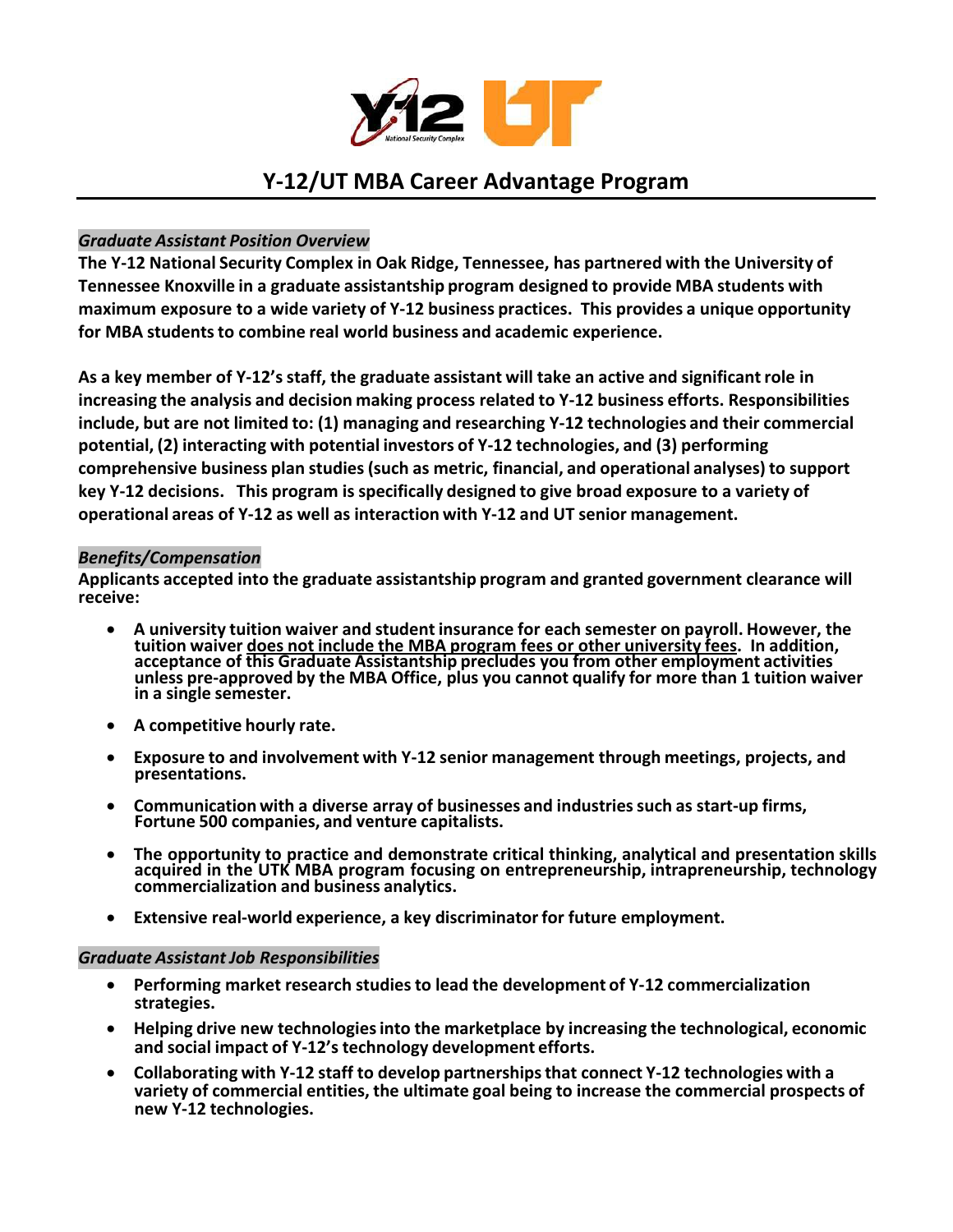# Y-12/UT MBA Career Advantage Program

### *Graduate Assistant Position Overview*

**The Y-12 National Security Complex in Oak Ridge, Tennessee, has partnered with the University of Tennessee Knoxville in a graduate assistantship program designed to provide MBA students with maximum exposure to a wide variety of Y-12 business practices. This provides a unique opportunity for MBA students to combine real world business and academic experience.**

**As a key member of Y-12's staff, the graduate assistant will take an active and significant role in increasing the analysis and decision making process related to Y-12 business efforts. Responsibilities include, but are not limited to: (1) managing and researching Y-12 technologies and their commercial potential, (2) interacting with potential investors of Y-12 technologies, and (3) performing comprehensive business plan studies (such as metric, financial, and operational analyses) to support key Y-12 decisions. This program is specifically designed to give broad exposure to a variety of operational areas of Y-12 as well as interaction with Y-12 and UT senior management.**

### *Benefits/Compensation*

**Applicants accepted into the graduate assistantship program and granted government clearance will receive:**

- **A university tuition waiver and student insurance for each semester on payroll. However, the tuition waiver <u>does not include the MBA program fees or other university fees</u>. In addition, acceptance of this Graduate Assistantship precludes you from other employment activities unless pre-approved by the MBA Office, plus you cannot qualify for more than 1 tuition waiver in a single semester.**
- **A competitive hourly rate.**
- **Exposure to and involvement with Y-12 senior management through meetings, projects, and presentations.**
- **Communication with a diverse array of businesses and industries such as start-up firms, Fortune 500 companies, and venture capitalists.**
- **The opportunity to practice and demonstrate critical thinking, analytical and presentation skills acquired in the UTK MBA program focusing on entrepreneurship, intrapreneurship, technology commercialization and business analytics.**
- **Extensive real-world experience, a key discriminator for future employment.**

### *Graduate Assistant Job Responsibilities*

- **Performing market research studies to lead the development of Y-12 commercialization strategies.**
- **Helping drive new technologies into the marketplace by increasing the technological, economic and social impact of Y-12's technology development efforts.**
- **Collaborating with Y-12 staff to develop partnerships that connect Y-12 technologies with a variety of commercial entities, the ultimate goal being to increase the commercial prospects of new Y-12 technologies.**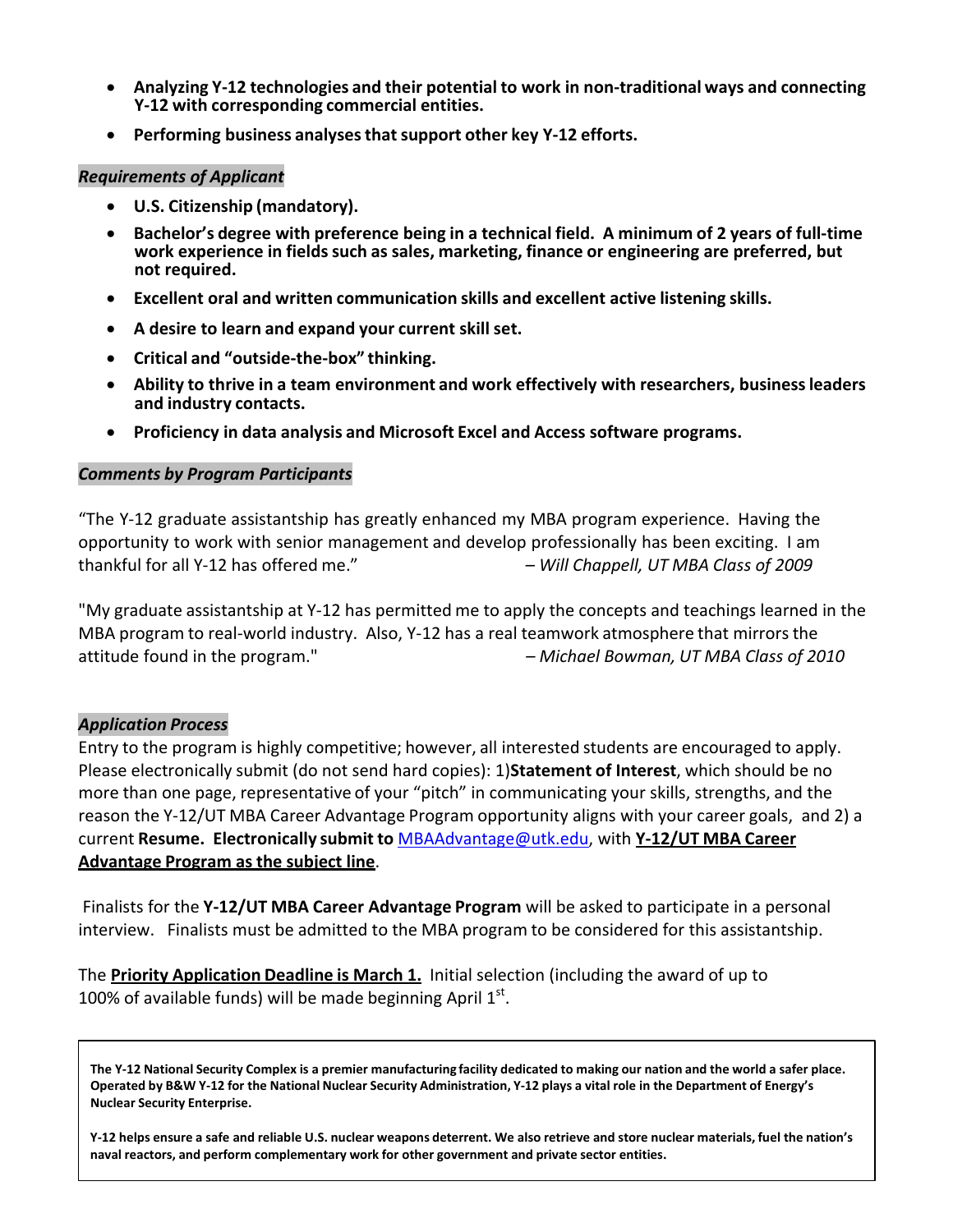- **Analyzing Y-12 technologies and their potential to work in non-traditional ways and connecting Y-12 with corresponding commercial entities.**
- **Performing business analyses that support other key Y-12 efforts.**

***Requirements of Applicant***

- **U.S. Citizenship (mandatory).**
- **Bachelor's degree with preference being in a technical field. A minimum of 2 years of full-time work experience in fields such as sales, marketing, finance or engineering are preferred, but not required.**
- **Excellent oral and written communication skills and excellent active listening skills.**
- **A desire to learn and expand your current skill set.**
- **Critical and "outside-the-box" thinking.**
- **Ability to thrive in a team environment and work effectively with researchers, business leaders and industry contacts.**
- **Proficiency in data analysis and Microsoft Excel and Access software programs.**

***Comments by Program Participants***

"The Y-12 graduate assistantship has greatly enhanced my MBA program experience. Having the opportunity to work with senior management and develop professionally has been exciting. I am thankful for all Y-12 has offered me." *– Will Chappell, UT MBA Class of 2009*

"My graduate assistantship at Y-12 has permitted me to apply the concepts and teachings learned in the MBA program to real-world industry. Also, Y-12 has a real teamwork atmosphere that mirrors the attitude found in the program." *– Michael Bowman, UT MBA Class of 2010*

***Application Process***

Entry to the program is highly competitive; however, all interested students are encouraged to apply. Please electronically submit (do not send hard copies): 1)**Statement of Interest**, which should be no more than one page, representative of your "pitch" in communicating your skills, strengths, and the reason the Y-12/UT MBA Career Advantage Program opportunity aligns with your career goals, and 2) a current **Resume. Electronically submit to** MBAAdvantage@utk.edu, with **Y-12/UT MBA Career Advantage Program as the subject line**.

Finalists for the **Y-12/UT MBA Career Advantage Program** will be asked to participate in a personal interview. Finalists must be admitted to the MBA program to be considered for this assistantship.

The **Priority Application Deadline is March 1.** Initial selection (including the award of up to 100% of available funds) will be made beginning April 1st.

**The Y-12 National Security Complex is a premier manufacturing facility dedicated to making our nation and the world a safer place. Operated by B&W Y-12 for the National Nuclear Security Administration, Y-12 plays a vital role in the Department of Energy's Nuclear Security Enterprise.**

**Y-12 helps ensure a safe and reliable U.S. nuclear weapons deterrent. We also retrieve and store nuclear materials, fuel the nation's naval reactors, and perform complementary work for other government and private sector entities.**